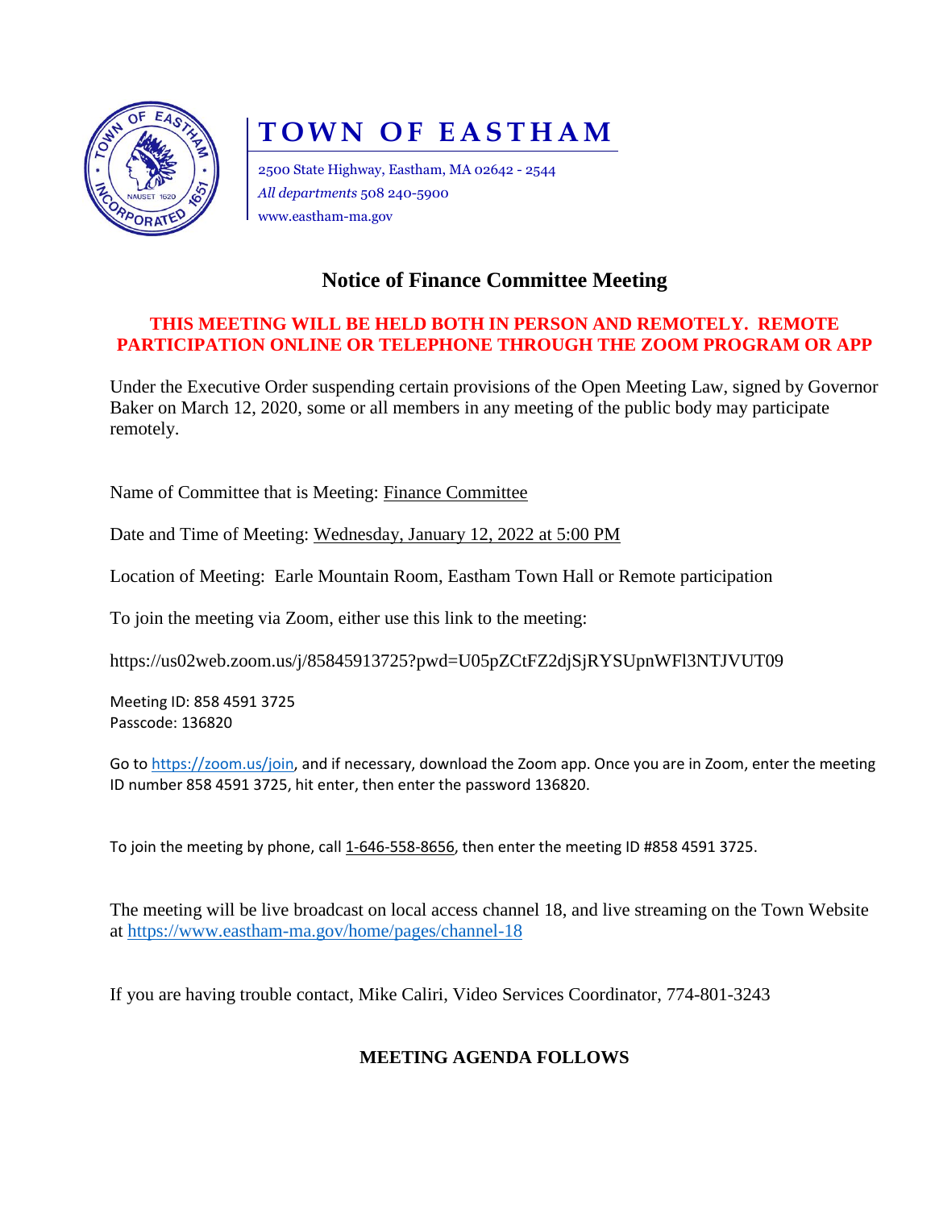# TOWN OF EASTHAM

2500 State Highway, Eastham, MA 02642 - 2544
*All departments* 508 240-5900
www.eastham-ma.gov

## Notice of Finance Committee Meeting

**THIS MEETING WILL BE HELD BOTH IN PERSON AND REMOTELY. REMOTE PARTICIPATION ONLINE OR TELEPHONE THROUGH THE ZOOM PROGRAM OR APP**

Under the Executive Order suspending certain provisions of the Open Meeting Law, signed by Governor Baker on March 12, 2020, some or all members in any meeting of the public body may participate remotely.

Name of Committee that is Meeting: Finance Committee

Date and Time of Meeting: Wednesday, January 12, 2022 at 5:00 PM

Location of Meeting: Earle Mountain Room, Eastham Town Hall or Remote participation

To join the meeting via Zoom, either use this link to the meeting:

https://us02web.zoom.us/j/85845913725?pwd=U05pZCtFZ2djSjRYSUpnWFl3NTJVUT09

Meeting ID: 858 4591 3725
Passcode: 136820

Go to https://zoom.us/join, and if necessary, download the Zoom app. Once you are in Zoom, enter the meeting ID number 858 4591 3725, hit enter, then enter the password 136820.

To join the meeting by phone, call 1-646-558-8656, then enter the meeting ID #858 4591 3725.

The meeting will be live broadcast on local access channel 18, and live streaming on the Town Website at https://www.eastham-ma.gov/home/pages/channel-18

If you are having trouble contact, Mike Caliri, Video Services Coordinator, 774-801-3243

**MEETING AGENDA FOLLOWS**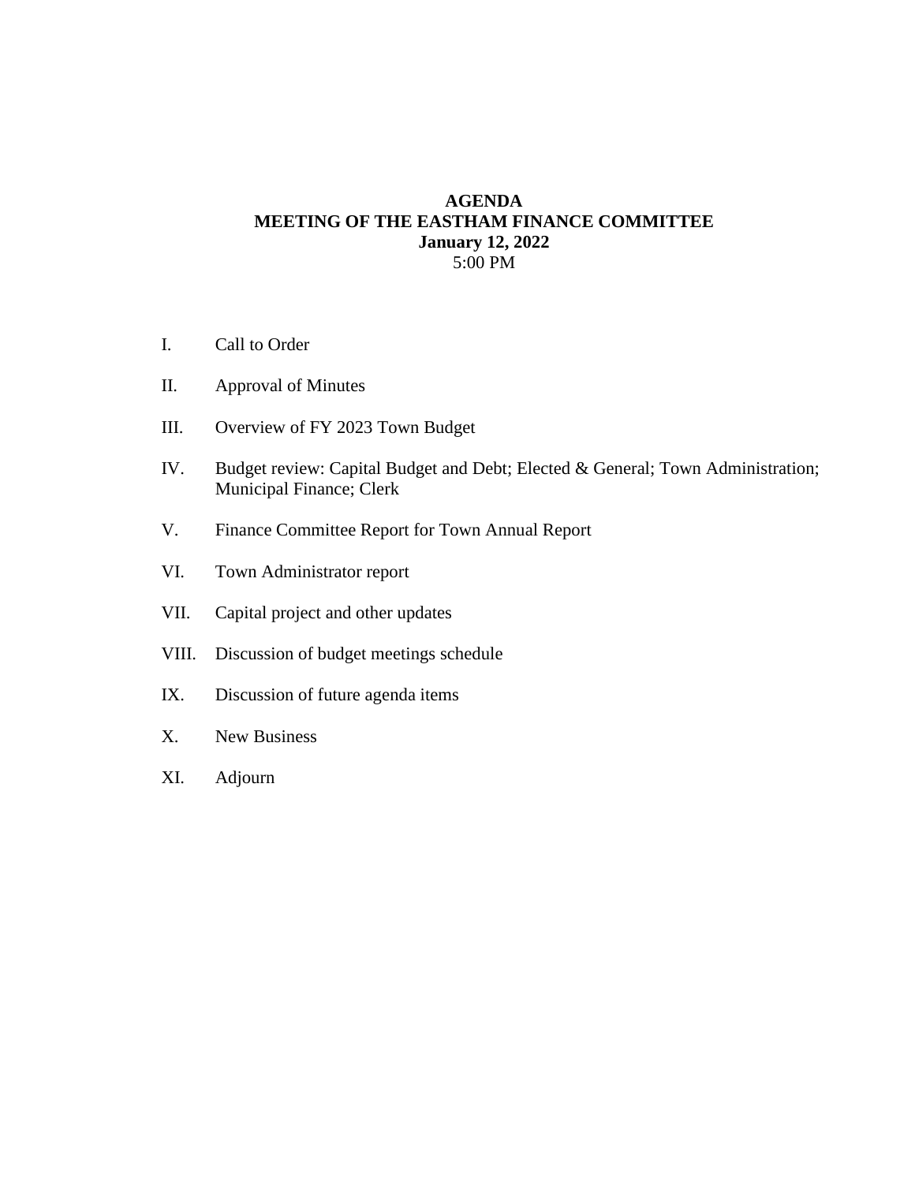**AGENDA**
**MEETING OF THE EASTHAM FINANCE COMMITTEE**
**January 12, 2022**
5:00 PM

I. Call to Order

II. Approval of Minutes

III. Overview of FY 2023 Town Budget

IV. Budget review: Capital Budget and Debt; Elected & General; Town Administration; Municipal Finance; Clerk

V. Finance Committee Report for Town Annual Report

VI. Town Administrator report

VII. Capital project and other updates

VIII. Discussion of budget meetings schedule

IX. Discussion of future agenda items

X. New Business

XI. Adjourn